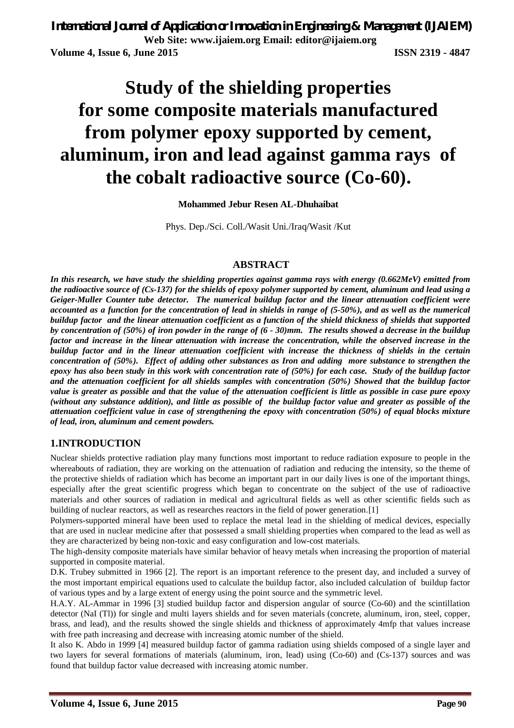# Study of the shielding properties for some composite materials manufactured from polymer epoxy supported by cement, aluminum, iron and lead against gamma rays of the cobalt radioactive source (Co-60).

**Mohammed Jebur Resen AL-Dhuhaibat**

Phys. Dep./Sci. Coll./Wasit Uni./Iraq/Wasit /Kut

## ABSTRACT

***In this research, we have study the shielding properties against gamma rays with energy (0.662MeV) emitted from the radioactive source of (Cs-137) for the shields of epoxy polymer supported by cement, aluminum and lead using a Geiger-Muller Counter tube detector. The numerical buildup factor and the linear attenuation coefficient were accounted as a function for the concentration of lead in shields in range of (5-50%), and as well as the numerical buildup factor and the linear attenuation coefficient as a function of the shield thickness of shields that supported by concentration of (50%) of iron powder in the range of (6 - 30)mm. The results showed a decrease in the buildup factor and increase in the linear attenuation with increase the concentration, while the observed increase in the buildup factor and in the linear attenuation coefficient with increase the thickness of shields in the certain concentration of (50%). Effect of adding other substances as Iron and adding more substance to strengthen the epoxy has also been study in this work with concentration rate of (50%) for each case. Study of the buildup factor and the attenuation coefficient for all shields samples with concentration (50%) Showed that the buildup factor value is greater as possible and that the value of the attenuation coefficient is little as possible in case pure epoxy (without any substance addition), and little as possible of the buildup factor value and greater as possible of the attenuation coefficient value in case of strengthening the epoxy with concentration (50%) of equal blocks mixture of lead, iron, aluminum and cement powders.***

## 1.INTRODUCTION

Nuclear shields protective radiation play many functions most important to reduce radiation exposure to people in the whereabouts of radiation, they are working on the attenuation of radiation and reducing the intensity, so the theme of the protective shields of radiation which has become an important part in our daily lives is one of the important things, especially after the great scientific progress which began to concentrate on the subject of the use of radioactive materials and other sources of radiation in medical and agricultural fields as well as other scientific fields such as building of nuclear reactors, as well as researches reactors in the field of power generation.[1]

Polymers-supported mineral have been used to replace the metal lead in the shielding of medical devices, especially that are used in nuclear medicine after that possessed a small shielding properties when compared to the lead as well as they are characterized by being non-toxic and easy configuration and low-cost materials.

The high-density composite materials have similar behavior of heavy metals when increasing the proportion of material supported in composite material.

D.K. Trubey submitted in 1966 [2]. The report is an important reference to the present day, and included a survey of the most important empirical equations used to calculate the buildup factor, also included calculation of buildup factor of various types and by a large extent of energy using the point source and the symmetric level.

H.A.Y. AL-Ammar in 1996 [3] studied buildup factor and dispersion angular of source (Co-60) and the scintillation detector (NaI (Tl)) for single and multi layers shields and for seven materials (concrete, aluminum, iron, steel, copper, brass, and lead), and the results showed the single shields and thickness of approximately 4mfp that values increase with free path increasing and decrease with increasing atomic number of the shield.

It also K. Abdo in 1999 [4] measured buildup factor of gamma radiation using shields composed of a single layer and two layers for several formations of materials (aluminum, iron, lead) using (Co-60) and (Cs-137) sources and was found that buildup factor value decreased with increasing atomic number.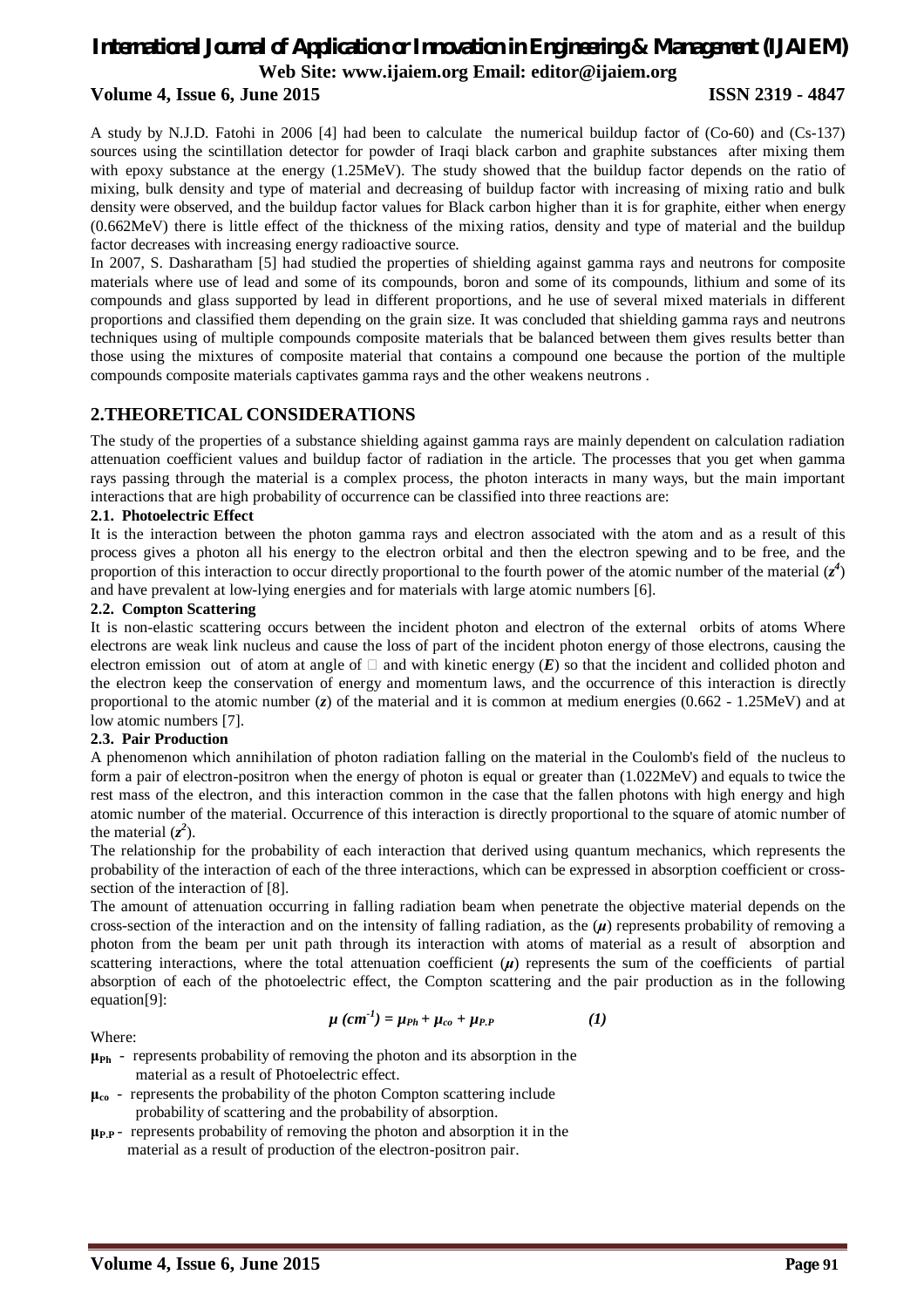A study by N.J.D. Fatohi in 2006 [4] had been to calculate the numerical buildup factor of (Co-60) and (Cs-137) sources using the scintillation detector for powder of Iraqi black carbon and graphite substances after mixing them with epoxy substance at the energy (1.25MeV). The study showed that the buildup factor depends on the ratio of mixing, bulk density and type of material and decreasing of buildup factor with increasing of mixing ratio and bulk density were observed, and the buildup factor values for Black carbon higher than it is for graphite, either when energy (0.662MeV) there is little effect of the thickness of the mixing ratios, density and type of material and the buildup factor decreases with increasing energy radioactive source.

In 2007, S. Dasharatham [5] had studied the properties of shielding against gamma rays and neutrons for composite materials where use of lead and some of its compounds, boron and some of its compounds, lithium and some of its compounds and glass supported by lead in different proportions, and he use of several mixed materials in different proportions and classified them depending on the grain size. It was concluded that shielding gamma rays and neutrons techniques using of multiple compounds composite materials that be balanced between them gives results better than those using the mixtures of composite material that contains a compound one because the portion of the multiple compounds composite materials captivates gamma rays and the other weakens neutrons .

## 2.THEORETICAL CONSIDERATIONS

The study of the properties of a substance shielding against gamma rays are mainly dependent on calculation radiation attenuation coefficient values and buildup factor of radiation in the article. The processes that you get when gamma rays passing through the material is a complex process, the photon interacts in many ways, but the main important interactions that are high probability of occurrence can be classified into three reactions are:

### 2.1. Photoelectric Effect

It is the interaction between the photon gamma rays and electron associated with the atom and as a result of this process gives a photon all his energy to the electron orbital and then the electron spewing and to be free, and the proportion of this interaction to occur directly proportional to the fourth power of the atomic number of the material ($z^4$) and have prevalent at low-lying energies and for materials with large atomic numbers [6].

### 2.2. Compton Scattering

It is non-elastic scattering occurs between the incident photon and electron of the external orbits of atoms Where electrons are weak link nucleus and cause the loss of part of the incident photon energy of those electrons, causing the electron emission out of atom at angle of  and with kinetic energy ($E$) so that the incident and collided photon and the electron keep the conservation of energy and momentum laws, and the occurrence of this interaction is directly proportional to the atomic number ($z$) of the material and it is common at medium energies (0.662 - 1.25MeV) and at low atomic numbers [7].

### 2.3. Pair Production

A phenomenon which annihilation of photon radiation falling on the material in the Coulomb's field of the nucleus to form a pair of electron-positron when the energy of photon is equal or greater than (1.022MeV) and equals to twice the rest mass of the electron, and this interaction common in the case that the fallen photons with high energy and high atomic number of the material. Occurrence of this interaction is directly proportional to the square of atomic number of the material ($z^2$).

The relationship for the probability of each interaction that derived using quantum mechanics, which represents the probability of the interaction of each of the three interactions, which can be expressed in absorption coefficient or cross-section of the interaction of [8].

The amount of attenuation occurring in falling radiation beam when penetrate the objective material depends on the cross-section of the interaction and on the intensity of falling radiation, as the ($\mu$) represents probability of removing a photon from the beam per unit path through its interaction with atoms of material as a result of absorption and scattering interactions, where the total attenuation coefficient ($\mu$) represents the sum of the coefficients of partial absorption of each of the photoelectric effect, the Compton scattering and the pair production as in the following equation[9]:

$$\mu\ (cm^{-1}) = \mu_{Ph} + \mu_{co} + \mu_{P.P} \qquad (1)$$

Where:

- $\mu_{Ph}$ - represents probability of removing the photon and its absorption in the material as a result of Photoelectric effect.
- $\mu_{co}$ - represents the probability of the photon Compton scattering include probability of scattering and the probability of absorption.
- $\mu_{P.P}$ - represents probability of removing the photon and absorption it in the material as a result of production of the electron-positron pair.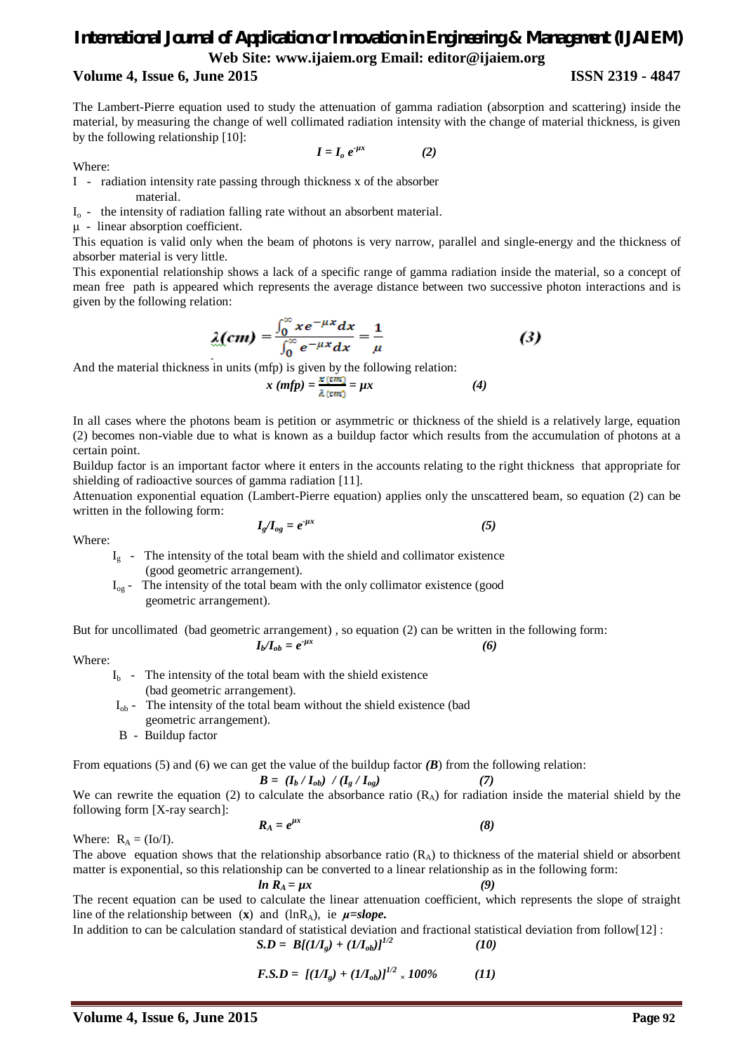The Lambert-Pierre equation used to study the attenuation of gamma radiation (absorption and scattering) inside the material, by measuring the change of well collimated radiation intensity with the change of material thickness, is given by the following relationship [10]:

$$I = I_o\, e^{-\mu x} \qquad (2)$$

Where:

$I$ - radiation intensity rate passing through thickness x of the absorber material.

$I_o$ - the intensity of radiation falling rate without an absorbent material.

$\mu$ - linear absorption coefficient.

This equation is valid only when the beam of photons is very narrow, parallel and single-energy and the thickness of absorber material is very little.

This exponential relationship shows a lack of a specific range of gamma radiation inside the material, so a concept of mean free path is appeared which represents the average distance between two successive photon interactions and is given by the following relation:

$$\lambda(cm) = \frac{\int_0^\infty x e^{-\mu x} dx}{\int_0^\infty e^{-\mu x} dx} = \frac{1}{\mu} \qquad (3)$$

And the material thickness in units (mfp) is given by the following relation:

$$x\ (mfp) = \frac{x\ (cm)}{\lambda\ (cm)} = \mu x \qquad (4)$$

In all cases where the photons beam is petition or asymmetric or thickness of the shield is a relatively large, equation (2) becomes non-viable due to what is known as a buildup factor which results from the accumulation of photons at a certain point.

Buildup factor is an important factor where it enters in the accounts relating to the right thickness that appropriate for shielding of radioactive sources of gamma radiation [11].

Attenuation exponential equation (Lambert-Pierre equation) applies only the unscattered beam, so equation (2) can be written in the following form:

$$I_g / I_{og} = e^{-\mu x} \qquad (5)$$

Where:

- $I_g$ - The intensity of the total beam with the shield and collimator existence (good geometric arrangement).
- $I_{og}$ - The intensity of the total beam with the only collimator existence (good geometric arrangement).

But for uncollimated (bad geometric arrangement) , so equation (2) can be written in the following form:

$$I_b / I_{ob} = e^{-\mu x} \qquad (6)$$

Where:

- $I_b$ - The intensity of the total beam with the shield existence (bad geometric arrangement).
- $I_{ob}$ - The intensity of the total beam without the shield existence (bad geometric arrangement).
- B - Buildup factor

From equations (5) and (6) we can get the value of the buildup factor (***B***) from the following relation:

$$B = (I_b / I_{ob}) \ / \ (I_g / I_{og}) \qquad (7)$$

We can rewrite the equation (2) to calculate the absorbance ratio ($R_A$) for radiation inside the material shield by the following form [X-ray search]:

$$R_A = e^{\mu x} \qquad (8)$$

Where: $R_A = (Io/I)$.

The above equation shows that the relationship absorbance ratio ($R_A$) to thickness of the material shield or absorbent matter is exponential, so this relationship can be converted to a linear relationship as in the following form:

$$\ln R_A = \mu x \qquad (9)$$

The recent equation can be used to calculate the linear attenuation coefficient, which represents the slope of straight line of the relationship between (**x**) and ($\ln R_A$), ie ***μ=slope.***

In addition to can be calculation standard of statistical deviation and fractional statistical deviation from follow[12] :

$$S.D = B[(1/I_g) + (1/I_{ob})]^{1/2} \qquad (10)$$

$$F.S.D = [(1/I_g) + (1/I_{ob})]^{1/2} \times 100\% \qquad (11)$$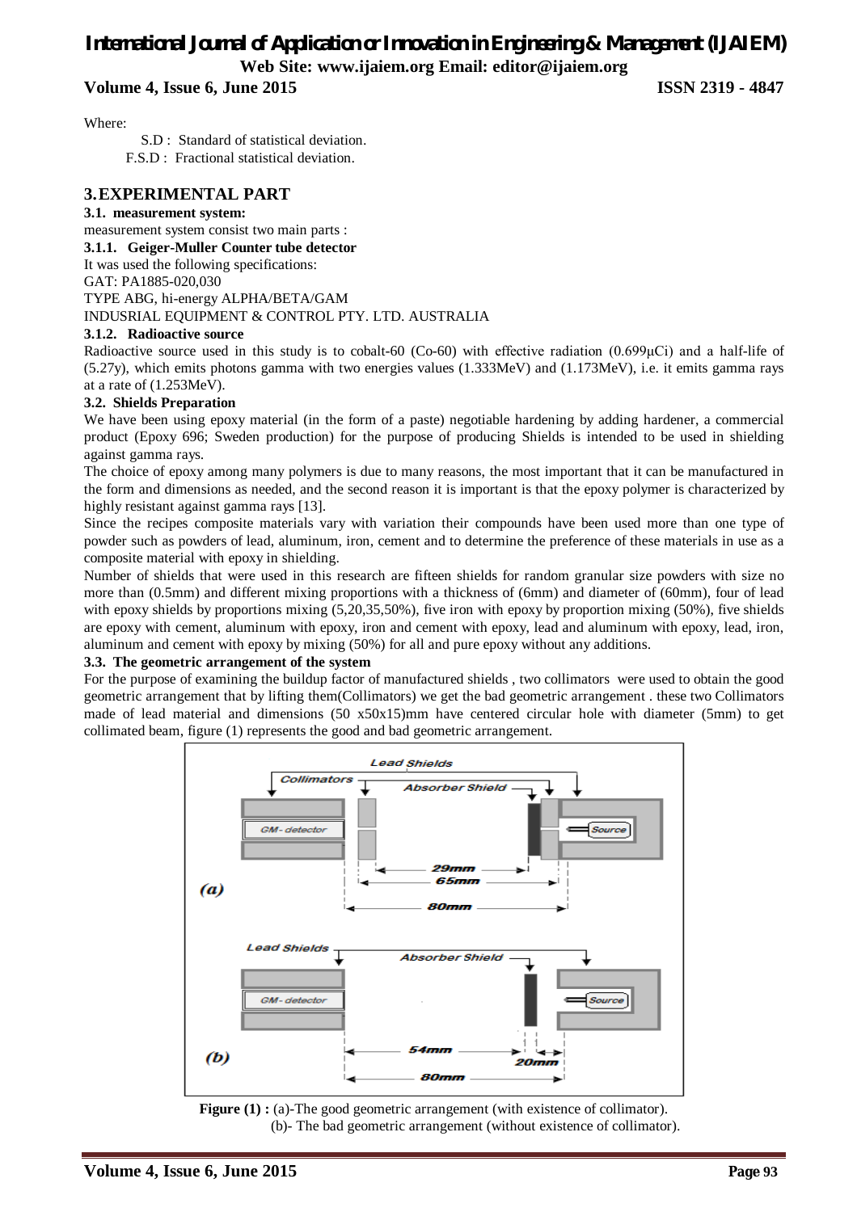Where:

S.D : Standard of statistical deviation.

F.S.D : Fractional statistical deviation.

## 3. EXPERIMENTAL PART

### 3.1. measurement system:

measurement system consist two main parts :

#### 3.1.1. Geiger-Muller Counter tube detector

It was used the following specifications:

GAT: PA1885-020,030

TYPE ABG, hi-energy ALPHA/BETA/GAM

INDUSRIAL EQUIPMENT & CONTROL PTY. LTD. AUSTRALIA

#### 3.1.2. Radioactive source

Radioactive source used in this study is to cobalt-60 (Co-60) with effective radiation (0.699μCi) and a half-life of (5.27y), which emits photons gamma with two energies values (1.333MeV) and (1.173MeV), i.e. it emits gamma rays at a rate of (1.253MeV).

### 3.2. Shields Preparation

We have been using epoxy material (in the form of a paste) negotiable hardening by adding hardener, a commercial product (Epoxy 696; Sweden production) for the purpose of producing Shields is intended to be used in shielding against gamma rays.

The choice of epoxy among many polymers is due to many reasons, the most important that it can be manufactured in the form and dimensions as needed, and the second reason it is important is that the epoxy polymer is characterized by highly resistant against gamma rays [13].

Since the recipes composite materials vary with variation their compounds have been used more than one type of powder such as powders of lead, aluminum, iron, cement and to determine the preference of these materials in use as a composite material with epoxy in shielding.

Number of shields that were used in this research are fifteen shields for random granular size powders with size no more than (0.5mm) and different mixing proportions with a thickness of (6mm) and diameter of (60mm), four of lead with epoxy shields by proportions mixing (5,20,35,50%), five iron with epoxy by proportion mixing (50%), five shields are epoxy with cement, aluminum with epoxy, iron and cement with epoxy, lead and aluminum with epoxy, lead, iron, aluminum and cement with epoxy by mixing (50%) for all and pure epoxy without any additions.

### 3.3. The geometric arrangement of the system

For the purpose of examining the buildup factor of manufactured shields , two collimators were used to obtain the good geometric arrangement that by lifting them(Collimators) we get the bad geometric arrangement . these two Collimators made of lead material and dimensions (50 x50x15)mm have centered circular hole with diameter (5mm) to get collimated beam, figure (1) represents the good and bad geometric arrangement.

**Figure (1) :** (a)-The good geometric arrangement (with existence of collimator).
(b)- The bad geometric arrangement (without existence of collimator).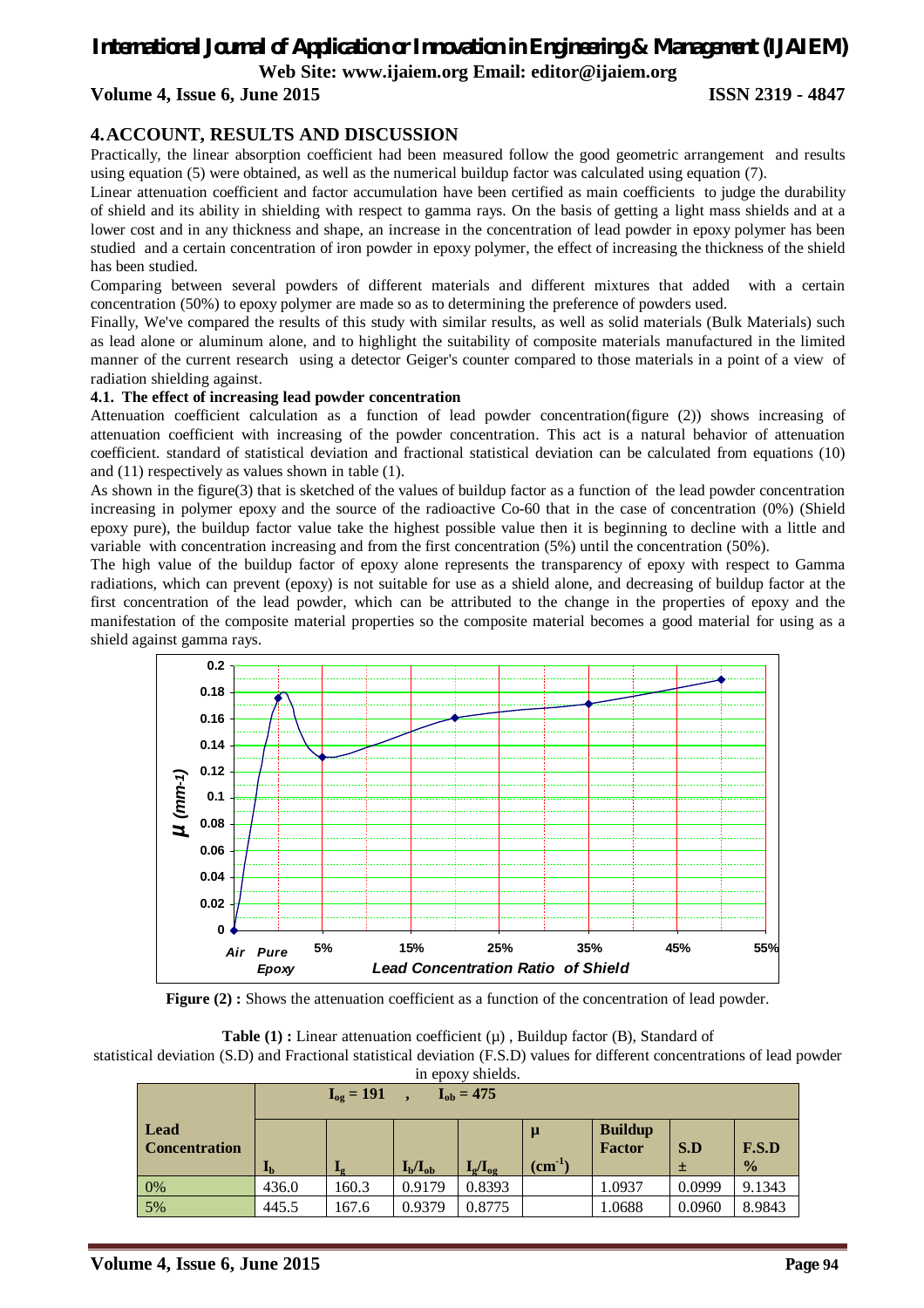## 4. ACCOUNT, RESULTS AND DISCUSSION

Practically, the linear absorption coefficient had been measured follow the good geometric arrangement and results using equation (5) were obtained, as well as the numerical buildup factor was calculated using equation (7).

Linear attenuation coefficient and factor accumulation have been certified as main coefficients to judge the durability of shield and its ability in shielding with respect to gamma rays. On the basis of getting a light mass shields and at a lower cost and in any thickness and shape, an increase in the concentration of lead powder in epoxy polymer has been studied and a certain concentration of iron powder in epoxy polymer, the effect of increasing the thickness of the shield has been studied.

Comparing between several powders of different materials and different mixtures that added with a certain concentration (50%) to epoxy polymer are made so as to determining the preference of powders used.

Finally, We've compared the results of this study with similar results, as well as solid materials (Bulk Materials) such as lead alone or aluminum alone, and to highlight the suitability of composite materials manufactured in the limited manner of the current research using a detector Geiger's counter compared to those materials in a point of a view of radiation shielding against.

### 4.1. The effect of increasing lead powder concentration

Attenuation coefficient calculation as a function of lead powder concentration(figure (2)) shows increasing of attenuation coefficient with increasing of the powder concentration. This act is a natural behavior of attenuation coefficient. standard of statistical deviation and fractional statistical deviation can be calculated from equations (10) and (11) respectively as values shown in table (1).

As shown in the figure(3) that is sketched of the values of buildup factor as a function of the lead powder concentration increasing in polymer epoxy and the source of the radioactive Co-60 that in the case of concentration (0%) (Shield epoxy pure), the buildup factor value take the highest possible value then it is beginning to decline with a little and variable with concentration increasing and from the first concentration (5%) until the concentration (50%).

The high value of the buildup factor of epoxy alone represents the transparency of epoxy with respect to Gamma radiations, which can prevent (epoxy) is not suitable for use as a shield alone, and decreasing of buildup factor at the first concentration of the lead powder, which can be attributed to the change in the properties of epoxy and the manifestation of the composite material properties so the composite material becomes a good material for using as a shield against gamma rays.

**Figure (2) :** Shows the attenuation coefficient as a function of the concentration of lead powder.

**Table (1) :** Linear attenuation coefficient (μ) , Buildup factor (B), Standard of statistical deviation (S.D) and Fractional statistical deviation (F.S.D) values for different concentrations of lead powder in epoxy shields.

| Lead Concentration | $I_{og} = 191$ , $I_{ob} = 475$ | | | | | | | |
|---|---|---|---|---|---|---|---|---|
| | $I_b$ | $I_g$ | $I_b/I_{ob}$ | $I_g/I_{og}$ | μ ($cm^{-1}$) | Buildup Factor | S.D ± | F.S.D % |
| 0% | 436.0 | 160.3 | 0.9179 | 0.8393 | | 1.0937 | 0.0999 | 9.1343 |
| 5% | 445.5 | 167.6 | 0.9379 | 0.8775 | | 1.0688 | 0.0960 | 8.9843 |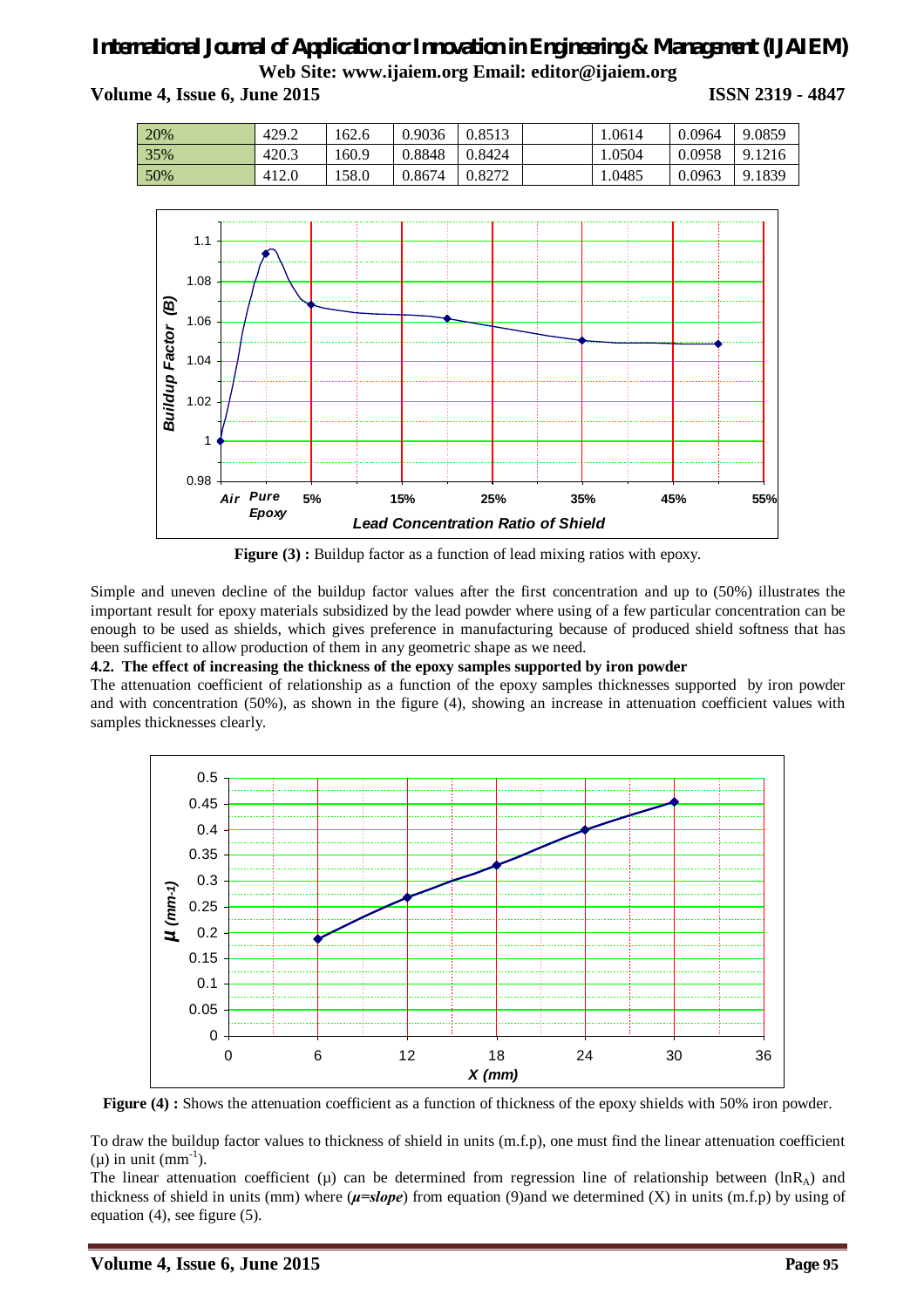| 20% | 429.2 | 162.6 | 0.9036 | 0.8513 | | 1.0614 | 0.0964 | 9.0859 |
|---|---|---|---|---|---|---|---|---|
| 35% | 420.3 | 160.9 | 0.8848 | 0.8424 | | 1.0504 | 0.0958 | 9.1216 |
| 50% | 412.0 | 158.0 | 0.8674 | 0.8272 | | 1.0485 | 0.0963 | 9.1839 |

**Figure (3) :** Buildup factor as a function of lead mixing ratios with epoxy.

Simple and uneven decline of the buildup factor values after the first concentration and up to (50%) illustrates the important result for epoxy materials subsidized by the lead powder where using of a few particular concentration can be enough to be used as shields, which gives preference in manufacturing because of produced shield softness that has been sufficient to allow production of them in any geometric shape as we need.

### 4.2. The effect of increasing the thickness of the epoxy samples supported by iron powder

The attenuation coefficient of relationship as a function of the epoxy samples thicknesses supported by iron powder and with concentration (50%), as shown in the figure (4), showing an increase in attenuation coefficient values with samples thicknesses clearly.

**Figure (4) :** Shows the attenuation coefficient as a function of thickness of the epoxy shields with 50% iron powder.

To draw the buildup factor values to thickness of shield in units (m.f.p), one must find the linear attenuation coefficient ($\mu$) in unit ($mm^{-1}$).

The linear attenuation coefficient ($\mu$) can be determined from regression line of relationship between ($\ln R_A$) and thickness of shield in units (mm) where (***μ=slope***) from equation (9)and we determined (X) in units (m.f.p) by using of equation (4), see figure (5).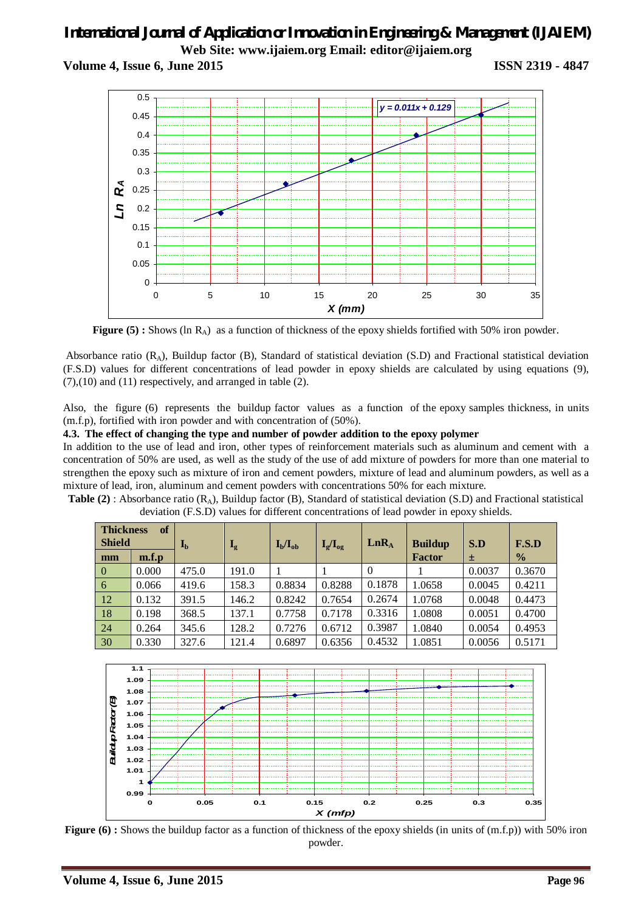**Figure (5) :** Shows ($\ln R_A$) as a function of thickness of the epoxy shields fortified with 50% iron powder.

Absorbance ratio ($R_A$), Buildup factor (B), Standard of statistical deviation (S.D) and Fractional statistical deviation (F.S.D) values for different concentrations of lead powder in epoxy shields are calculated by using equations (9), (7),(10) and (11) respectively, and arranged in table (2).

Also, the figure (6) represents the buildup factor values as a function of the epoxy samples thickness, in units (m.f.p), fortified with iron powder and with concentration of (50%).

### 4.3. The effect of changing the type and number of powder addition to the epoxy polymer

In addition to the use of lead and iron, other types of reinforcement materials such as aluminum and cement with a concentration of 50% are used, as well as the study of the use of add mixture of powders for more than one material to strengthen the epoxy such as mixture of iron and cement powders, mixture of lead and aluminum powders, as well as a mixture of lead, iron, aluminum and cement powders with concentrations 50% for each mixture.

**Table (2)** : Absorbance ratio ($R_A$), Buildup factor (B), Standard of statistical deviation (S.D) and Fractional statistical deviation (F.S.D) values for different concentrations of lead powder in epoxy shields.

| Thickness of Shield | | $I_b$ | $I_g$ | $I_b/I_{ob}$ | $I_g/I_{og}$ | $LnR_A$ | Buildup Factor | S.D ± | F.S.D % |
|---|---|---|---|---|---|---|---|---|---|
| mm | m.f.p | | | | | | | | |
| 0 | 0.000 | 475.0 | 191.0 | 1 | 1 | 0 | 1 | 0.0037 | 0.3670 |
| 6 | 0.066 | 419.6 | 158.3 | 0.8834 | 0.8288 | 0.1878 | 1.0658 | 0.0045 | 0.4211 |
| 12 | 0.132 | 391.5 | 146.2 | 0.8242 | 0.7654 | 0.2674 | 1.0768 | 0.0048 | 0.4473 |
| 18 | 0.198 | 368.5 | 137.1 | 0.7758 | 0.7178 | 0.3316 | 1.0808 | 0.0051 | 0.4700 |
| 24 | 0.264 | 345.6 | 128.2 | 0.7276 | 0.6712 | 0.3987 | 1.0840 | 0.0054 | 0.4953 |
| 30 | 0.330 | 327.6 | 121.4 | 0.6897 | 0.6356 | 0.4532 | 1.0851 | 0.0056 | 0.5171 |

**Figure (6) :** Shows the buildup factor as a function of thickness of the epoxy shields (in units of (m.f.p)) with 50% iron powder.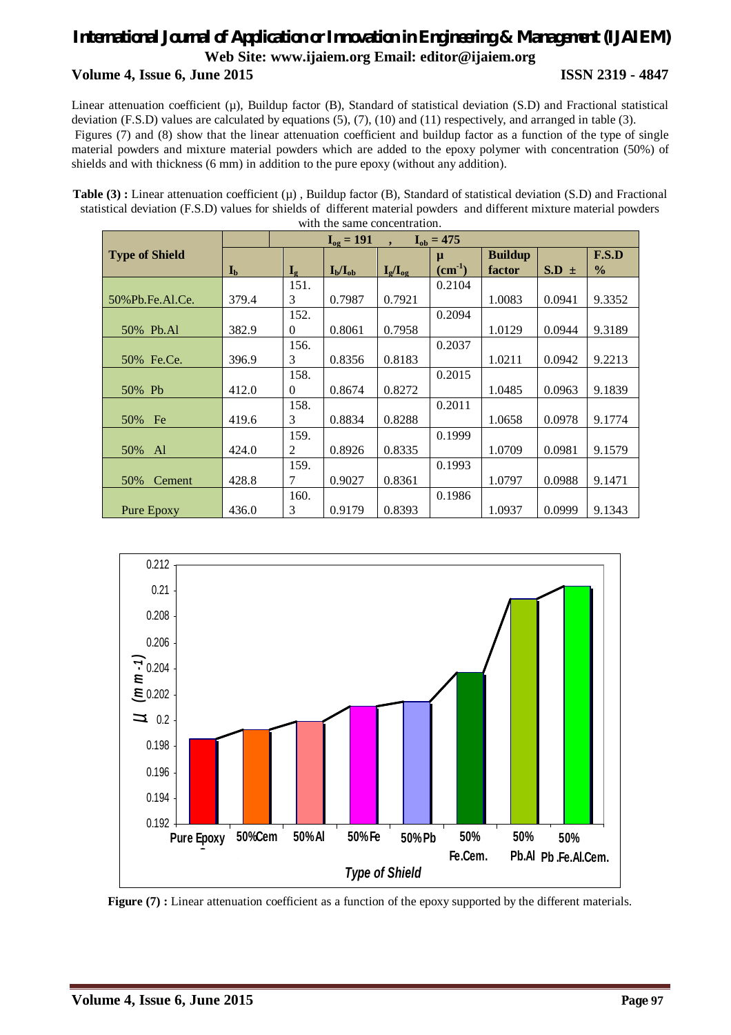Linear attenuation coefficient (μ), Buildup factor (B), Standard of statistical deviation (S.D) and Fractional statistical deviation (F.S.D) values are calculated by equations (5), (7), (10) and (11) respectively, and arranged in table (3).

Figures (7) and (8) show that the linear attenuation coefficient and buildup factor as a function of the type of single material powders and mixture material powders which are added to the epoxy polymer with concentration (50%) of shields and with thickness (6 mm) in addition to the pure epoxy (without any addition).

**Table (3) :** Linear attenuation coefficient (μ) , Buildup factor (B), Standard of statistical deviation (S.D) and Fractional statistical deviation (F.S.D) values for shields of different material powders and different mixture material powders with the same concentration.

| Type of Shield | $I_{og} = 191$ , $I_{ob} = 475$ | | | | | | | |
|---|---|---|---|---|---|---|---|---|
| | $I_b$ | $I_g$ | $I_b/I_{ob}$ | $I_g/I_{og}$ | μ ($cm^{-1}$) | Buildup factor | S.D ± | F.S.D % |
| 50%Pb.Fe.Al.Ce. | 379.4 | 151.3 | 0.7987 | 0.7921 | 0.2104 | 1.0083 | 0.0941 | 9.3352 |
| 50% Pb.Al | 382.9 | 152.0 | 0.8061 | 0.7958 | 0.2094 | 1.0129 | 0.0944 | 9.3189 |
| 50% Fe.Ce. | 396.9 | 156.3 | 0.8356 | 0.8183 | 0.2037 | 1.0211 | 0.0942 | 9.2213 |
| 50% Pb | 412.0 | 158.0 | 0.8674 | 0.8272 | 0.2015 | 1.0485 | 0.0963 | 9.1839 |
| 50% Fe | 419.6 | 158.3 | 0.8834 | 0.8288 | 0.2011 | 1.0658 | 0.0978 | 9.1774 |
| 50% Al | 424.0 | 159.2 | 0.8926 | 0.8335 | 0.1999 | 1.0709 | 0.0981 | 9.1579 |
| 50% Cement | 428.8 | 159.7 | 0.9027 | 0.8361 | 0.1993 | 1.0797 | 0.0988 | 9.1471 |
| Pure Epoxy | 436.0 | 160.3 | 0.9179 | 0.8393 | 0.1986 | 1.0937 | 0.0999 | 9.1343 |

**Figure (7) :** Linear attenuation coefficient as a function of the epoxy supported by the different materials.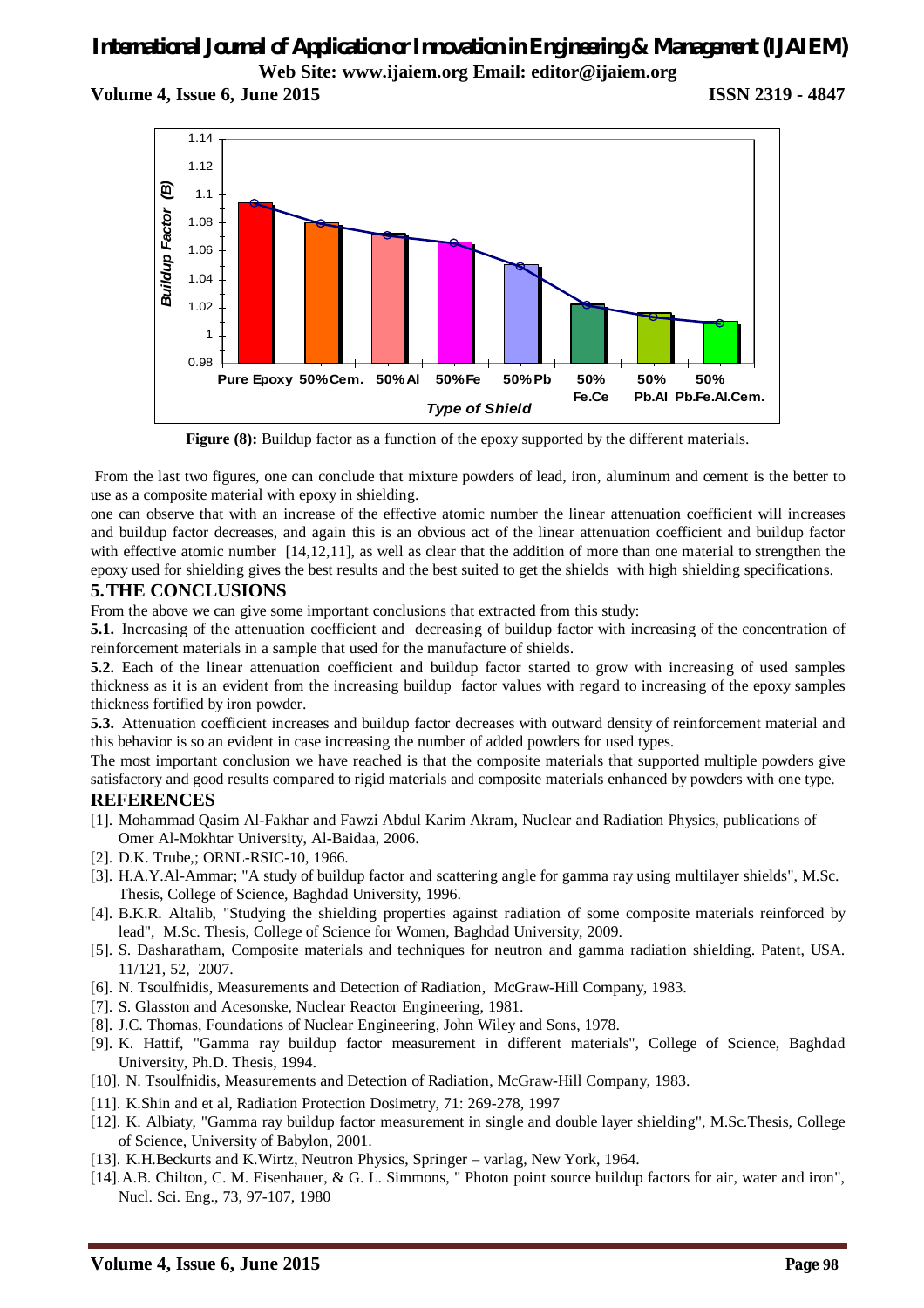1.14
1.12
1.1
1.08
1.06
1.04
1.02
1
0.98

*Buildup Factor (B)*

Pure Epoxy 50%Cem. 50%Al 50%Fe 50%Pb 50% Fe.Ce 50% Pb.Al 50% Pb.Fe.Al.Cem.

*Type of Shield*

**Figure (8):** Buildup factor as a function of the epoxy supported by the different materials.

From the last two figures, one can conclude that mixture powders of lead, iron, aluminum and cement is the better to use as a composite material with epoxy in shielding.

one can observe that with an increase of the effective atomic number the linear attenuation coefficient will increases and buildup factor decreases, and again this is an obvious act of the linear attenuation coefficient and buildup factor with effective atomic number [14,12,11], as well as clear that the addition of more than one material to strengthen the epoxy used for shielding gives the best results and the best suited to get the shields with high shielding specifications.

## 5. THE CONCLUSIONS

From the above we can give some important conclusions that extracted from this study:

**5.1.** Increasing of the attenuation coefficient and decreasing of buildup factor with increasing of the concentration of reinforcement materials in a sample that used for the manufacture of shields.

**5.2.** Each of the linear attenuation coefficient and buildup factor started to grow with increasing of used samples thickness as it is an evident from the increasing buildup factor values with regard to increasing of the epoxy samples thickness fortified by iron powder.

**5.3.** Attenuation coefficient increases and buildup factor decreases with outward density of reinforcement material and this behavior is so an evident in case increasing the number of added powders for used types.

The most important conclusion we have reached is that the composite materials that supported multiple powders give satisfactory and good results compared to rigid materials and composite materials enhanced by powders with one type.

## REFERENCES

[1]. Mohammad Qasim Al-Fakhar and Fawzi Abdul Karim Akram, Nuclear and Radiation Physics, publications of Omer Al-Mokhtar University, Al-Baidaa, 2006.

[2]. D.K. Trube,; ORNL-RSIC-10, 1966.

[3]. H.A.Y.Al-Ammar; "A study of buildup factor and scattering angle for gamma ray using multilayer shields", M.Sc. Thesis, College of Science, Baghdad University, 1996.

[4]. B.K.R. Altalib, "Studying the shielding properties against radiation of some composite materials reinforced by lead", M.Sc. Thesis, College of Science for Women, Baghdad University, 2009.

[5]. S. Dasharatham, Composite materials and techniques for neutron and gamma radiation shielding. Patent, USA. 11/121, 52, 2007.

[6]. N. Tsoulfnidis, Measurements and Detection of Radiation, McGraw-Hill Company, 1983.

[7]. S. Glasston and Acesonske, Nuclear Reactor Engineering, 1981.

[8]. J.C. Thomas, Foundations of Nuclear Engineering, John Wiley and Sons, 1978.

[9]. K. Hattif, "Gamma ray buildup factor measurement in different materials", College of Science, Baghdad University, Ph.D. Thesis, 1994.

[10]. N. Tsoulfnidis, Measurements and Detection of Radiation, McGraw-Hill Company, 1983.

[11]. K.Shin and et al, Radiation Protection Dosimetry, 71: 269-278, 1997

[12]. K. Albiaty, "Gamma ray buildup factor measurement in single and double layer shielding", M.Sc.Thesis, College of Science, University of Babylon, 2001.

[13]. K.H.Beckurts and K.Wirtz, Neutron Physics, Springer – varlag, New York, 1964.

[14]. A.B. Chilton, C. M. Eisenhauer, & G. L. Simmons, " Photon point source buildup factors for air, water and iron", Nucl. Sci. Eng., 73, 97-107, 1980